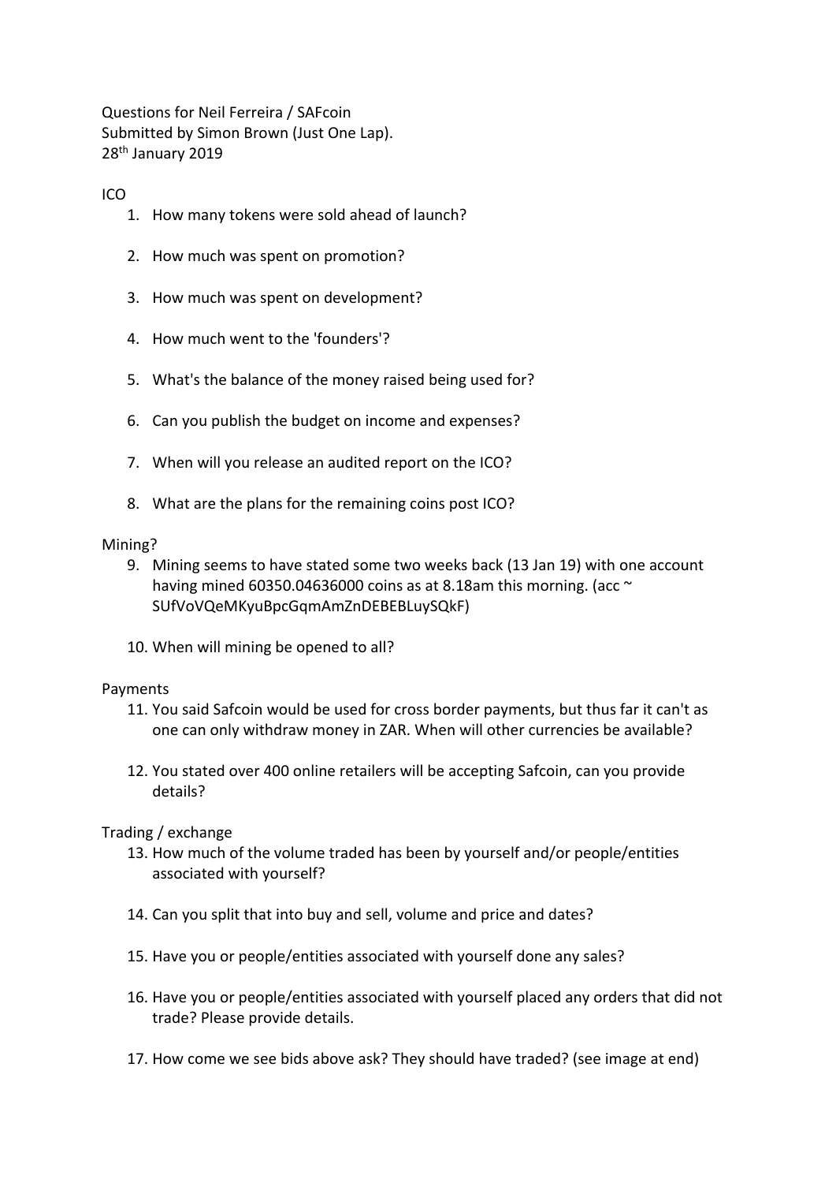Questions for Neil Ferreira / SAFcoin
Submitted by Simon Brown (Just One Lap).
28th January 2019

ICO

1. How many tokens were sold ahead of launch?
2. How much was spent on promotion?
3. How much was spent on development?
4. How much went to the 'founders'?
5. What's the balance of the money raised being used for?
6. Can you publish the budget on income and expenses?
7. When will you release an audited report on the ICO?
8. What are the plans for the remaining coins post ICO?

Mining?

9. Mining seems to have stated some two weeks back (13 Jan 19) with one account having mined 60350.04636000 coins as at 8.18am this morning. (acc ~ SUfVoVQeMKyuBpcGqmAmZnDEBEBLuySQkF)
10. When will mining be opened to all?

Payments

11. You said Safcoin would be used for cross border payments, but thus far it can't as one can only withdraw money in ZAR. When will other currencies be available?
12. You stated over 400 online retailers will be accepting Safcoin, can you provide details?

Trading / exchange

13. How much of the volume traded has been by yourself and/or people/entities associated with yourself?
14. Can you split that into buy and sell, volume and price and dates?
15. Have you or people/entities associated with yourself done any sales?
16. Have you or people/entities associated with yourself placed any orders that did not trade? Please provide details.
17. How come we see bids above ask? They should have traded? (see image at end)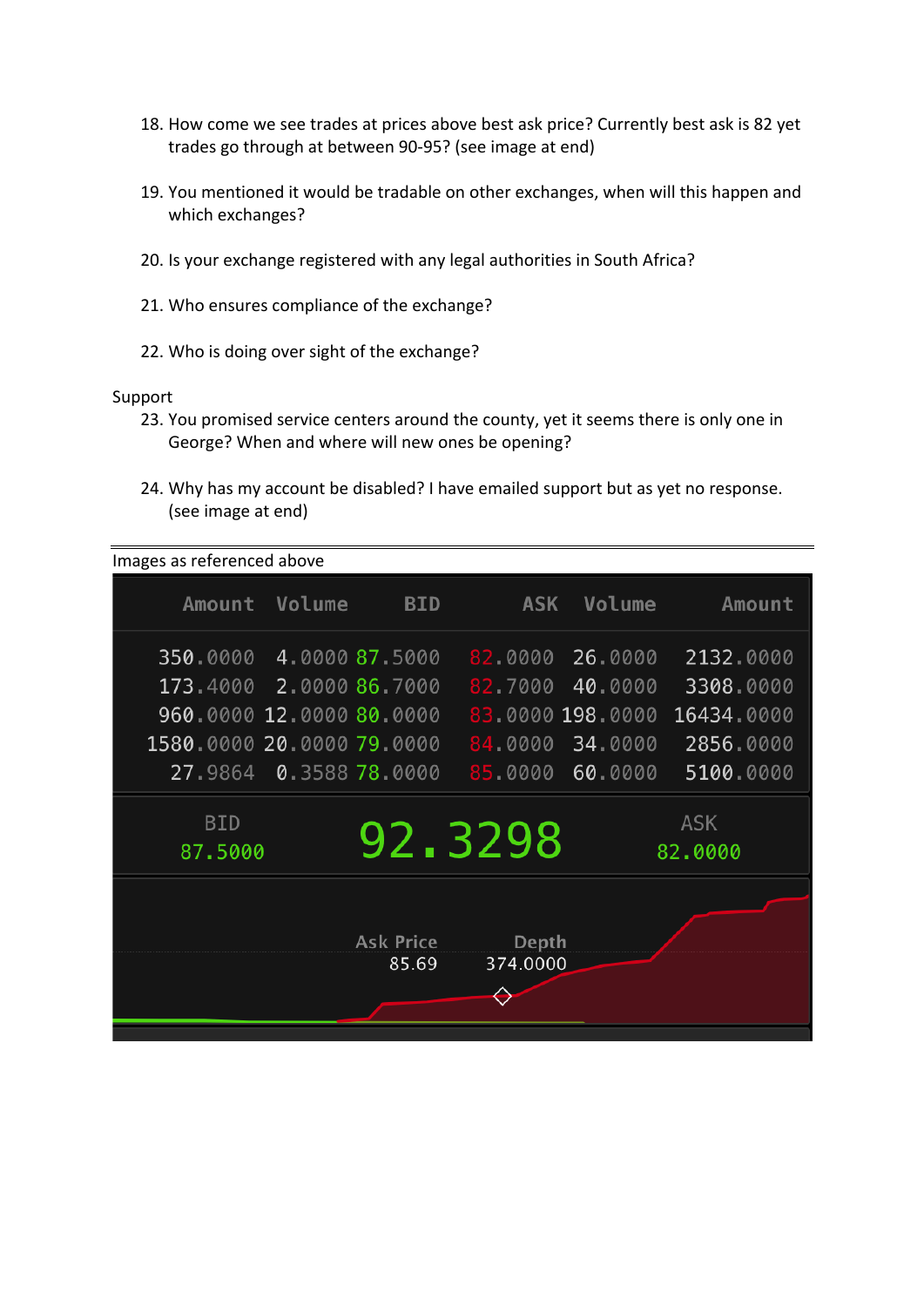18. How come we see trades at prices above best ask price? Currently best ask is 82 yet trades go through at between 90-95? (see image at end)

19. You mentioned it would be tradable on other exchanges, when will this happen and which exchanges?

20. Is your exchange registered with any legal authorities in South Africa?

21. Who ensures compliance of the exchange?

22. Who is doing over sight of the exchange?

Support

23. You promised service centers around the county, yet it seems there is only one in George? When and where will new ones be opening?

24. Why has my account be disabled? I have emailed support but as yet no response. (see image at end)

---

Images as referenced above

| Amount | Volume | BID | ASK | Volume | Amount |
|---|---|---|---|---|---|
| 350.0000 | 4.0000 | 87.5000 | 82.0000 | 26.0000 | 2132.0000 |
| 173.4000 | 2.0000 | 86.7000 | 82.7000 | 40.0000 | 3308.0000 |
| 960.0000 | 12.0000 | 80.0000 | 83.0000 | 198.0000 | 16434.0000 |
| 1580.0000 | 20.0000 | 79.0000 | 84.0000 | 34.0000 | 2856.0000 |
| 27.9864 | 0.3588 | 78.0000 | 85.0000 | 60.0000 | 5100.0000 |

BID 87.5000 | 92.3298 | ASK 82.0000

Ask Price 85.69 | Depth 374.0000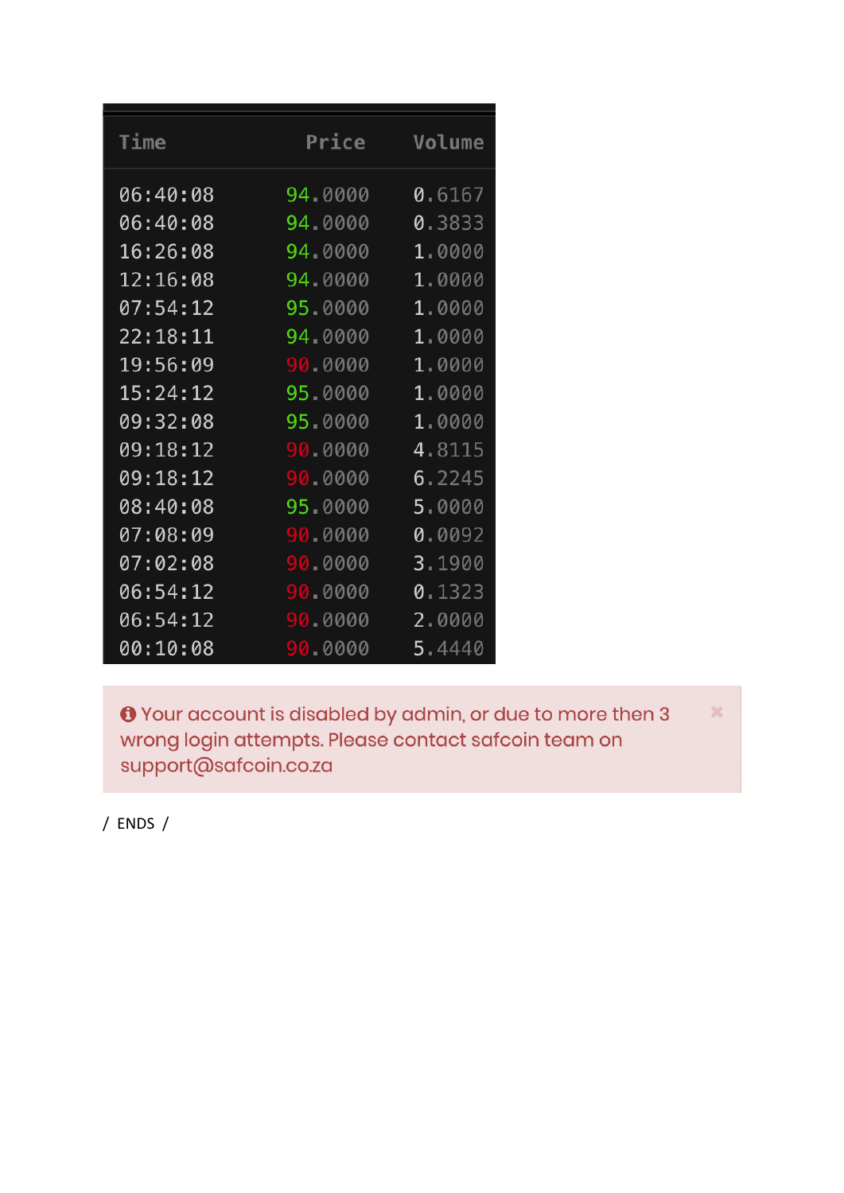| Time | Price | Volume |
| --- | --- | --- |
| 06:40:08 | 94.0000 | 0.6167 |
| 06:40:08 | 94.0000 | 0.3833 |
| 16:26:08 | 94.0000 | 1.0000 |
| 12:16:08 | 94.0000 | 1.0000 |
| 07:54:12 | 95.0000 | 1.0000 |
| 22:18:11 | 94.0000 | 1.0000 |
| 19:56:09 | 90.0000 | 1.0000 |
| 15:24:12 | 95.0000 | 1.0000 |
| 09:32:08 | 95.0000 | 1.0000 |
| 09:18:12 | 90.0000 | 4.8115 |
| 09:18:12 | 90.0000 | 6.2245 |
| 08:40:08 | 95.0000 | 5.0000 |
| 07:08:09 | 90.0000 | 0.0092 |
| 07:02:08 | 90.0000 | 3.1900 |
| 06:54:12 | 90.0000 | 0.1323 |
| 06:54:12 | 90.0000 | 2.0000 |
| 00:10:08 | 90.0000 | 5.4440 |

Your account is disabled by admin, or due to more then 3 wrong login attempts. Please contact safcoin team on support@safcoin.co.za

/ ENDS /